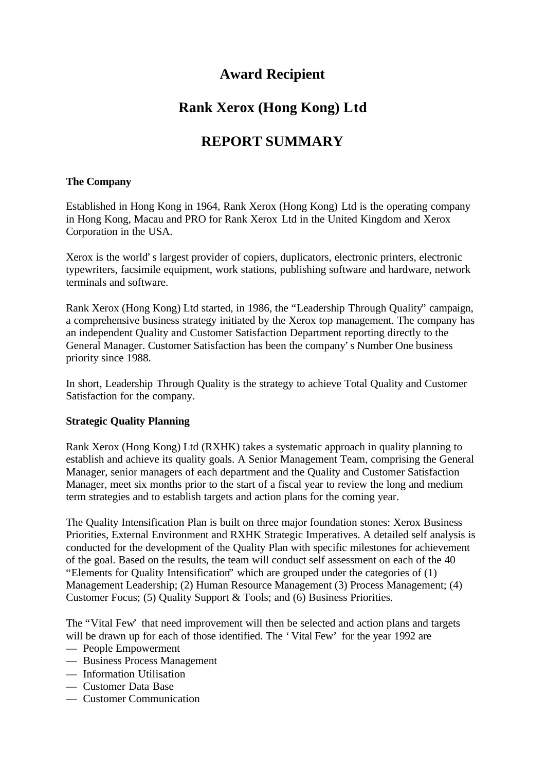# Award Recipient

# Rank Xerox (Hong Kong) Ltd

# REPORT SUMMARY

**The Company**

Established in Hong Kong in 1964, Rank Xerox (Hong Kong) Ltd is the operating company in Hong Kong, Macau and PRO for Rank Xerox Ltd in the United Kingdom and Xerox Corporation in the USA.

Xerox is the world's largest provider of copiers, duplicators, electronic printers, electronic typewriters, facsimile equipment, work stations, publishing software and hardware, network terminals and software.

Rank Xerox (Hong Kong) Ltd started, in 1986, the "Leadership Through Quality" campaign, a comprehensive business strategy initiated by the Xerox top management. The company has an independent Quality and Customer Satisfaction Department reporting directly to the General Manager. Customer Satisfaction has been the company's Number One business priority since 1988.

In short, Leadership Through Quality is the strategy to achieve Total Quality and Customer Satisfaction for the company.

**Strategic Quality Planning**

Rank Xerox (Hong Kong) Ltd (RXHK) takes a systematic approach in quality planning to establish and achieve its quality goals. A Senior Management Team, comprising the General Manager, senior managers of each department and the Quality and Customer Satisfaction Manager, meet six months prior to the start of a fiscal year to review the long and medium term strategies and to establish targets and action plans for the coming year.

The Quality Intensification Plan is built on three major foundation stones: Xerox Business Priorities, External Environment and RXHK Strategic Imperatives. A detailed self analysis is conducted for the development of the Quality Plan with specific milestones for achievement of the goal. Based on the results, the team will conduct self assessment on each of the 40 "Elements for Quality Intensification" which are grouped under the categories of (1) Management Leadership; (2) Human Resource Management (3) Process Management; (4) Customer Focus; (5) Quality Support & Tools; and (6) Business Priorities.

The "Vital Few" that need improvement will then be selected and action plans and targets will be drawn up for each of those identified. The 'Vital Few' for the year 1992 are

— People Empowerment
— Business Process Management
— Information Utilisation
— Customer Data Base
— Customer Communication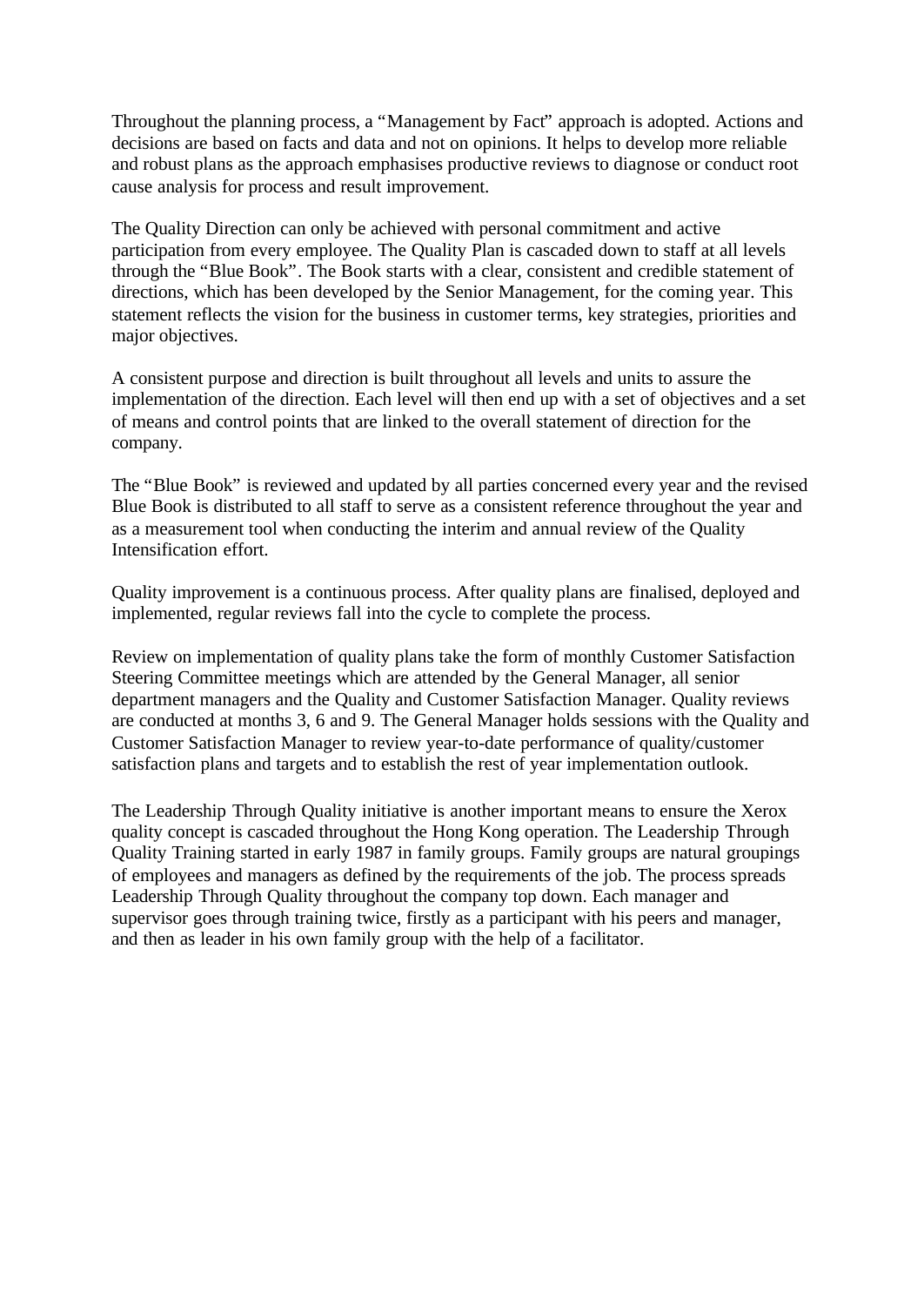Throughout the planning process, a "Management by Fact" approach is adopted. Actions and decisions are based on facts and data and not on opinions. It helps to develop more reliable and robust plans as the approach emphasises productive reviews to diagnose or conduct root cause analysis for process and result improvement.

The Quality Direction can only be achieved with personal commitment and active participation from every employee. The Quality Plan is cascaded down to staff at all levels through the "Blue Book". The Book starts with a clear, consistent and credible statement of directions, which has been developed by the Senior Management, for the coming year. This statement reflects the vision for the business in customer terms, key strategies, priorities and major objectives.

A consistent purpose and direction is built throughout all levels and units to assure the implementation of the direction. Each level will then end up with a set of objectives and a set of means and control points that are linked to the overall statement of direction for the company.

The "Blue Book" is reviewed and updated by all parties concerned every year and the revised Blue Book is distributed to all staff to serve as a consistent reference throughout the year and as a measurement tool when conducting the interim and annual review of the Quality Intensification effort.

Quality improvement is a continuous process. After quality plans are finalised, deployed and implemented, regular reviews fall into the cycle to complete the process.

Review on implementation of quality plans take the form of monthly Customer Satisfaction Steering Committee meetings which are attended by the General Manager, all senior department managers and the Quality and Customer Satisfaction Manager. Quality reviews are conducted at months 3, 6 and 9. The General Manager holds sessions with the Quality and Customer Satisfaction Manager to review year-to-date performance of quality/customer satisfaction plans and targets and to establish the rest of year implementation outlook.

The Leadership Through Quality initiative is another important means to ensure the Xerox quality concept is cascaded throughout the Hong Kong operation. The Leadership Through Quality Training started in early 1987 in family groups. Family groups are natural groupings of employees and managers as defined by the requirements of the job. The process spreads Leadership Through Quality throughout the company top down. Each manager and supervisor goes through training twice, firstly as a participant with his peers and manager, and then as leader in his own family group with the help of a facilitator.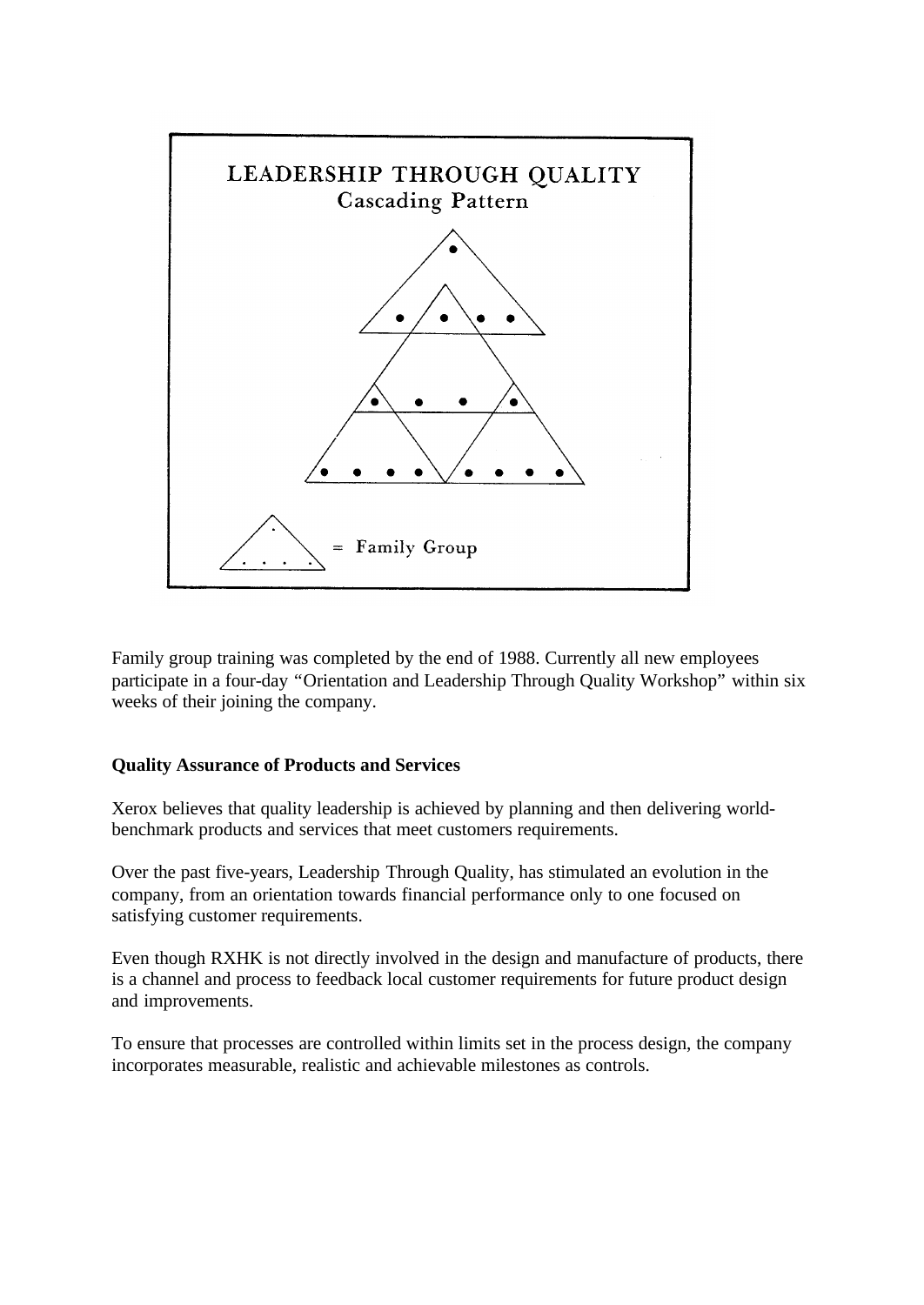LEADERSHIP THROUGH QUALITY
Cascading Pattern

= Family Group

Family group training was completed by the end of 1988. Currently all new employees participate in a four-day "Orientation and Leadership Through Quality Workshop" within six weeks of their joining the company.

### Quality Assurance of Products and Services

Xerox believes that quality leadership is achieved by planning and then delivering world-benchmark products and services that meet customers requirements.

Over the past five-years, Leadership Through Quality, has stimulated an evolution in the company, from an orientation towards financial performance only to one focused on satisfying customer requirements.

Even though RXHK is not directly involved in the design and manufacture of products, there is a channel and process to feedback local customer requirements for future product design and improvements.

To ensure that processes are controlled within limits set in the process design, the company incorporates measurable, realistic and achievable milestones as controls.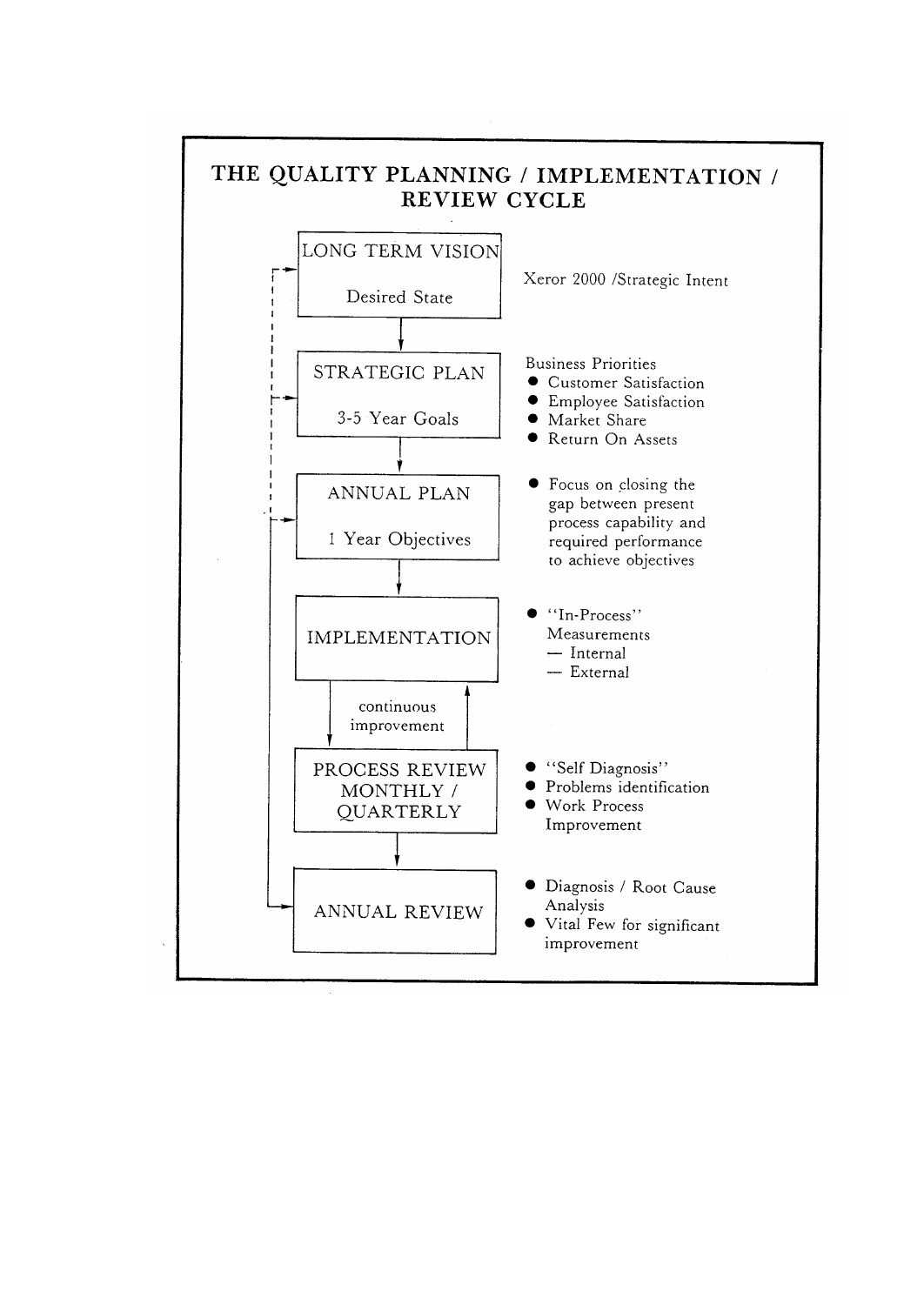# THE QUALITY PLANNING / IMPLEMENTATION / REVIEW CYCLE

**LONG TERM VISION** — Desired State

Xeror 2000 /Strategic Intent

**STRATEGIC PLAN** — 3-5 Year Goals

Business Priorities
- Customer Satisfaction
- Employee Satisfaction
- Market Share
- Return On Assets

**ANNUAL PLAN** — 1 Year Objectives

- Focus on closing the gap between present process capability and required performance to achieve objectives

**IMPLEMENTATION**

- "In-Process" Measurements
  - — Internal
  - — External

continuous improvement

**PROCESS REVIEW MONTHLY / QUARTERLY**

- "Self Diagnosis"
- Problems identification
- Work Process Improvement

**ANNUAL REVIEW**

- Diagnosis / Root Cause Analysis
- Vital Few for significant improvement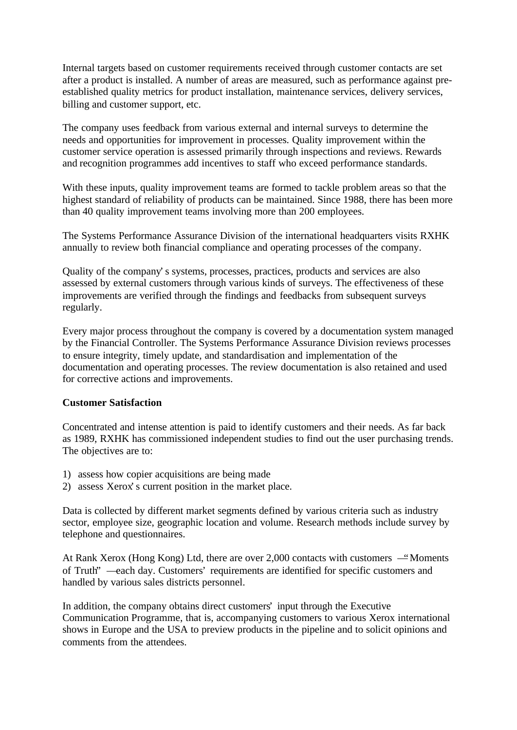Internal targets based on customer requirements received through customer contacts are set after a product is installed. A number of areas are measured, such as performance against pre-established quality metrics for product installation, maintenance services, delivery services, billing and customer support, etc.

The company uses feedback from various external and internal surveys to determine the needs and opportunities for improvement in processes. Quality improvement within the customer service operation is assessed primarily through inspections and reviews. Rewards and recognition programmes add incentives to staff who exceed performance standards.

With these inputs, quality improvement teams are formed to tackle problem areas so that the highest standard of reliability of products can be maintained. Since 1988, there has been more than 40 quality improvement teams involving more than 200 employees.

The Systems Performance Assurance Division of the international headquarters visits RXHK annually to review both financial compliance and operating processes of the company.

Quality of the company's systems, processes, practices, products and services are also assessed by external customers through various kinds of surveys. The effectiveness of these improvements are verified through the findings and feedbacks from subsequent surveys regularly.

Every major process throughout the company is covered by a documentation system managed by the Financial Controller. The Systems Performance Assurance Division reviews processes to ensure integrity, timely update, and standardisation and implementation of the documentation and operating processes. The review documentation is also retained and used for corrective actions and improvements.

**Customer Satisfaction**

Concentrated and intense attention is paid to identify customers and their needs. As far back as 1989, RXHK has commissioned independent studies to find out the user purchasing trends. The objectives are to:

1) assess how copier acquisitions are being made
2) assess Xerox's current position in the market place.

Data is collected by different market segments defined by various criteria such as industry sector, employee size, geographic location and volume. Research methods include survey by telephone and questionnaires.

At Rank Xerox (Hong Kong) Ltd, there are over 2,000 contacts with customers —"Moments of Truth" —each day. Customers' requirements are identified for specific customers and handled by various sales districts personnel.

In addition, the company obtains direct customers' input through the Executive Communication Programme, that is, accompanying customers to various Xerox international shows in Europe and the USA to preview products in the pipeline and to solicit opinions and comments from the attendees.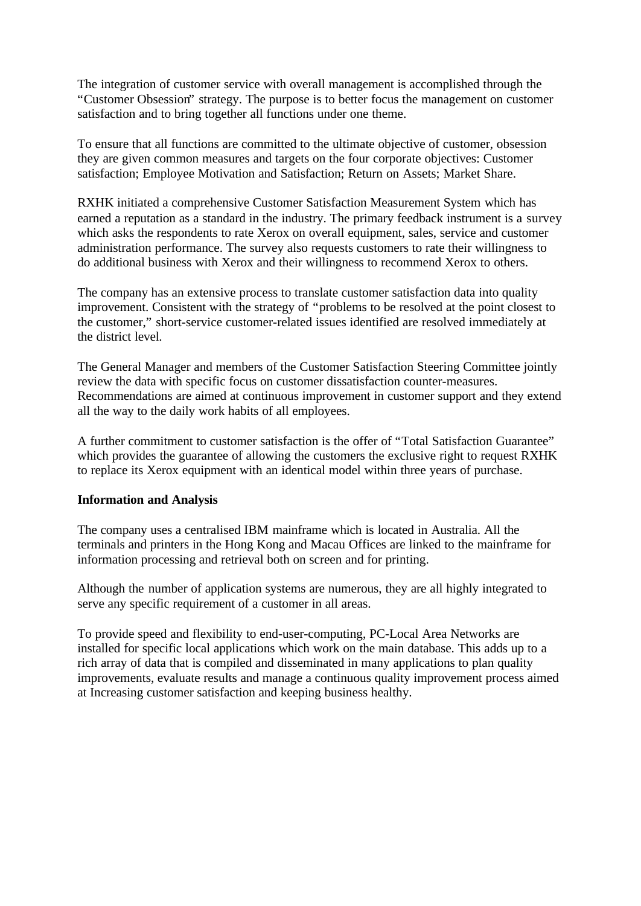The integration of customer service with overall management is accomplished through the "Customer Obsession" strategy. The purpose is to better focus the management on customer satisfaction and to bring together all functions under one theme.

To ensure that all functions are committed to the ultimate objective of customer, obsession they are given common measures and targets on the four corporate objectives: Customer satisfaction; Employee Motivation and Satisfaction; Return on Assets; Market Share.

RXHK initiated a comprehensive Customer Satisfaction Measurement System which has earned a reputation as a standard in the industry. The primary feedback instrument is a survey which asks the respondents to rate Xerox on overall equipment, sales, service and customer administration performance. The survey also requests customers to rate their willingness to do additional business with Xerox and their willingness to recommend Xerox to others.

The company has an extensive process to translate customer satisfaction data into quality improvement. Consistent with the strategy of "problems to be resolved at the point closest to the customer," short-service customer-related issues identified are resolved immediately at the district level.

The General Manager and members of the Customer Satisfaction Steering Committee jointly review the data with specific focus on customer dissatisfaction counter-measures. Recommendations are aimed at continuous improvement in customer support and they extend all the way to the daily work habits of all employees.

A further commitment to customer satisfaction is the offer of "Total Satisfaction Guarantee" which provides the guarantee of allowing the customers the exclusive right to request RXHK to replace its Xerox equipment with an identical model within three years of purchase.

**Information and Analysis**

The company uses a centralised IBM mainframe which is located in Australia. All the terminals and printers in the Hong Kong and Macau Offices are linked to the mainframe for information processing and retrieval both on screen and for printing.

Although the number of application systems are numerous, they are all highly integrated to serve any specific requirement of a customer in all areas.

To provide speed and flexibility to end-user-computing, PC-Local Area Networks are installed for specific local applications which work on the main database. This adds up to a rich array of data that is compiled and disseminated in many applications to plan quality improvements, evaluate results and manage a continuous quality improvement process aimed at Increasing customer satisfaction and keeping business healthy.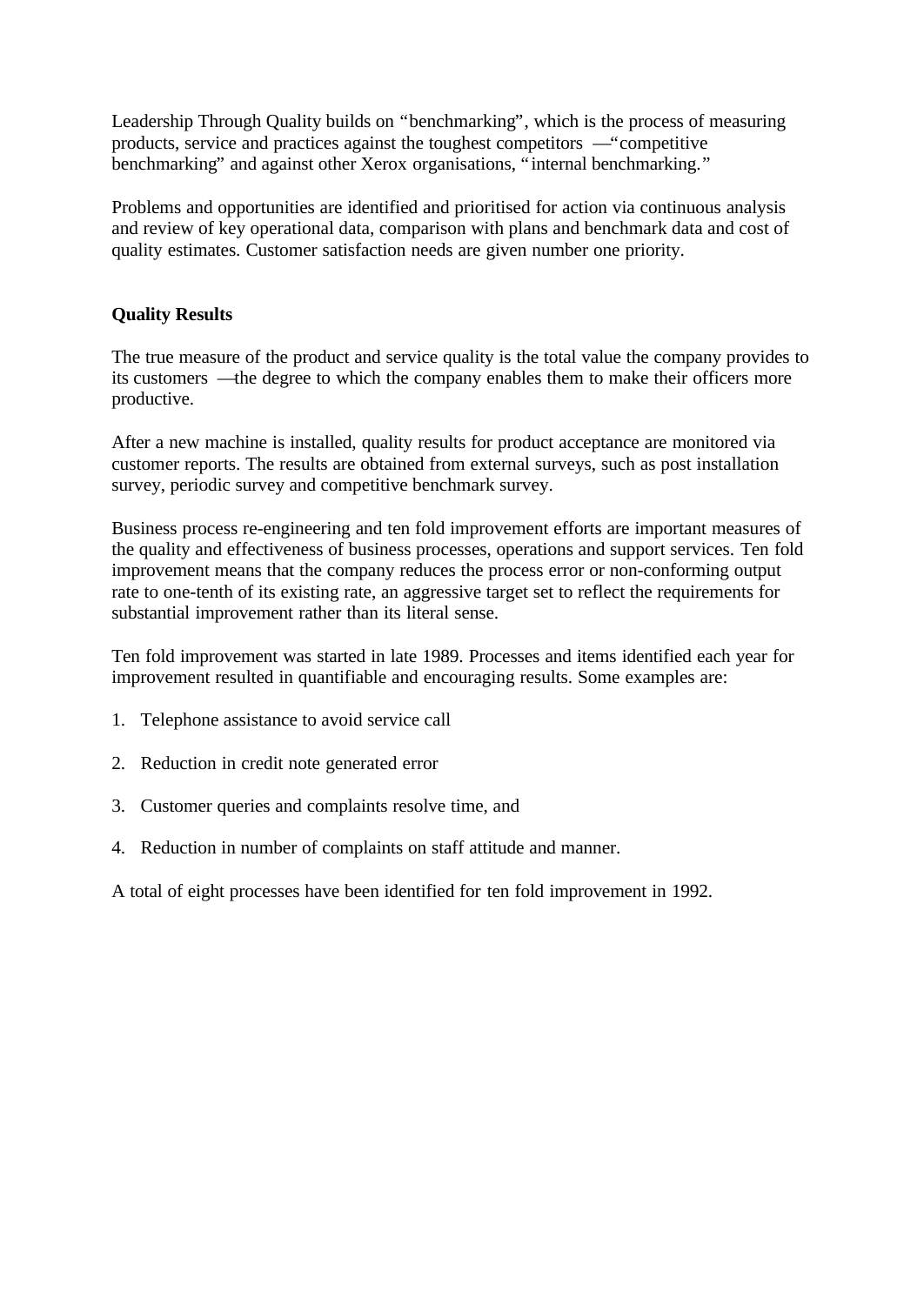Leadership Through Quality builds on "benchmarking", which is the process of measuring products, service and practices against the toughest competitors —"competitive benchmarking" and against other Xerox organisations, "internal benchmarking."

Problems and opportunities are identified and prioritised for action via continuous analysis and review of key operational data, comparison with plans and benchmark data and cost of quality estimates. Customer satisfaction needs are given number one priority.

**Quality Results**

The true measure of the product and service quality is the total value the company provides to its customers —the degree to which the company enables them to make their officers more productive.

After a new machine is installed, quality results for product acceptance are monitored via customer reports. The results are obtained from external surveys, such as post installation survey, periodic survey and competitive benchmark survey.

Business process re-engineering and ten fold improvement efforts are important measures of the quality and effectiveness of business processes, operations and support services. Ten fold improvement means that the company reduces the process error or non-conforming output rate to one-tenth of its existing rate, an aggressive target set to reflect the requirements for substantial improvement rather than its literal sense.

Ten fold improvement was started in late 1989. Processes and items identified each year for improvement resulted in quantifiable and encouraging results. Some examples are:

1. Telephone assistance to avoid service call
2. Reduction in credit note generated error
3. Customer queries and complaints resolve time, and
4. Reduction in number of complaints on staff attitude and manner.

A total of eight processes have been identified for ten fold improvement in 1992.